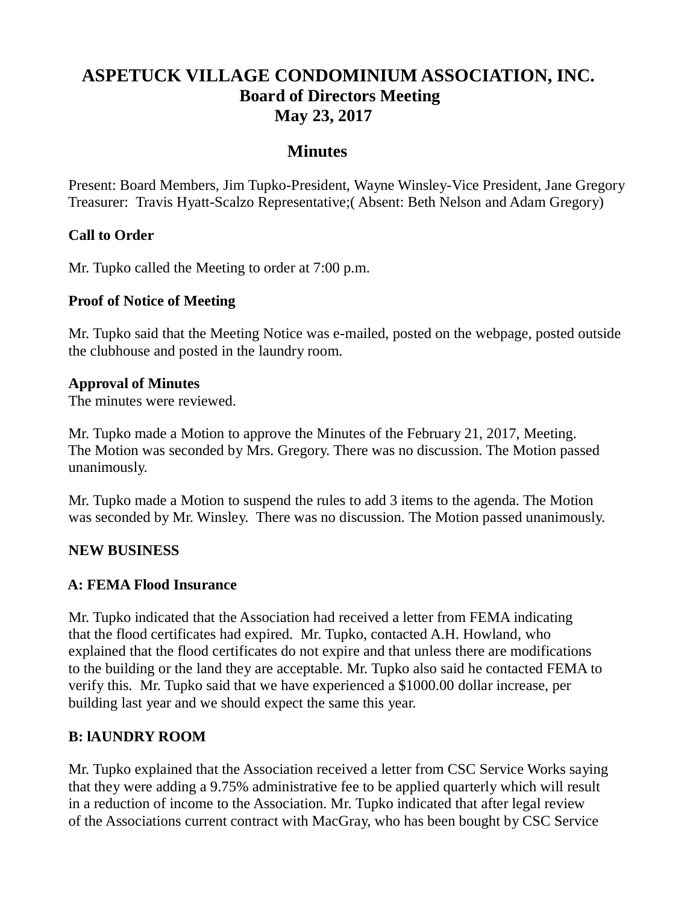# ASPETUCK VILLAGE CONDOMINIUM ASSOCIATION, INC.
## Board of Directors Meeting
## May 23, 2017

## Minutes

Present: Board Members, Jim Tupko-President, Wayne Winsley-Vice President, Jane Gregory Treasurer: Travis Hyatt-Scalzo Representative;( Absent: Beth Nelson and Adam Gregory)

**Call to Order**

Mr. Tupko called the Meeting to order at 7:00 p.m.

**Proof of Notice of Meeting**

Mr. Tupko said that the Meeting Notice was e-mailed, posted on the webpage, posted outside the clubhouse and posted in the laundry room.

**Approval of Minutes**

The minutes were reviewed.

Mr. Tupko made a Motion to approve the Minutes of the February 21, 2017, Meeting. The Motion was seconded by Mrs. Gregory. There was no discussion. The Motion passed unanimously.

Mr. Tupko made a Motion to suspend the rules to add 3 items to the agenda. The Motion was seconded by Mr. Winsley. There was no discussion. The Motion passed unanimously.

**NEW BUSINESS**

**A: FEMA Flood Insurance**

Mr. Tupko indicated that the Association had received a letter from FEMA indicating that the flood certificates had expired. Mr. Tupko, contacted A.H. Howland, who explained that the flood certificates do not expire and that unless there are modifications to the building or the land they are acceptable. Mr. Tupko also said he contacted FEMA to verify this. Mr. Tupko said that we have experienced a $1000.00 dollar increase, per building last year and we should expect the same this year.

**B: lAUNDRY ROOM**

Mr. Tupko explained that the Association received a letter from CSC Service Works saying that they were adding a 9.75% administrative fee to be applied quarterly which will result in a reduction of income to the Association. Mr. Tupko indicated that after legal review of the Associations current contract with MacGray, who has been bought by CSC Service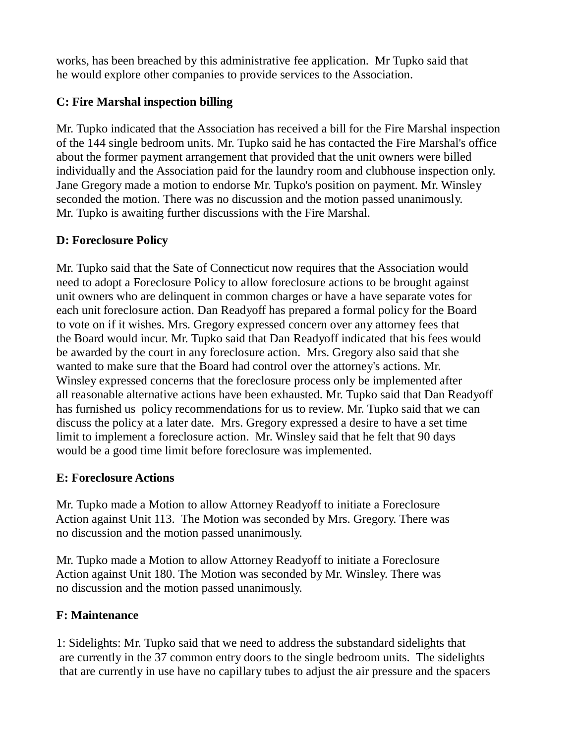works, has been breached by this administrative fee application. Mr Tupko said that he would explore other companies to provide services to the Association.

**C: Fire Marshal inspection billing**

Mr. Tupko indicated that the Association has received a bill for the Fire Marshal inspection of the 144 single bedroom units. Mr. Tupko said he has contacted the Fire Marshal's office about the former payment arrangement that provided that the unit owners were billed individually and the Association paid for the laundry room and clubhouse inspection only. Jane Gregory made a motion to endorse Mr. Tupko's position on payment. Mr. Winsley seconded the motion. There was no discussion and the motion passed unanimously. Mr. Tupko is awaiting further discussions with the Fire Marshal.

**D: Foreclosure Policy**

Mr. Tupko said that the Sate of Connecticut now requires that the Association would need to adopt a Foreclosure Policy to allow foreclosure actions to be brought against unit owners who are delinquent in common charges or have a have separate votes for each unit foreclosure action. Dan Readyoff has prepared a formal policy for the Board to vote on if it wishes. Mrs. Gregory expressed concern over any attorney fees that the Board would incur. Mr. Tupko said that Dan Readyoff indicated that his fees would be awarded by the court in any foreclosure action. Mrs. Gregory also said that she wanted to make sure that the Board had control over the attorney's actions. Mr. Winsley expressed concerns that the foreclosure process only be implemented after all reasonable alternative actions have been exhausted. Mr. Tupko said that Dan Readyoff has furnished us policy recommendations for us to review. Mr. Tupko said that we can discuss the policy at a later date. Mrs. Gregory expressed a desire to have a set time limit to implement a foreclosure action. Mr. Winsley said that he felt that 90 days would be a good time limit before foreclosure was implemented.

**E: Foreclosure Actions**

Mr. Tupko made a Motion to allow Attorney Readyoff to initiate a Foreclosure Action against Unit 113. The Motion was seconded by Mrs. Gregory. There was no discussion and the motion passed unanimously.

Mr. Tupko made a Motion to allow Attorney Readyoff to initiate a Foreclosure Action against Unit 180. The Motion was seconded by Mr. Winsley. There was no discussion and the motion passed unanimously.

**F: Maintenance**

1: Sidelights: Mr. Tupko said that we need to address the substandard sidelights that are currently in the 37 common entry doors to the single bedroom units. The sidelights that are currently in use have no capillary tubes to adjust the air pressure and the spacers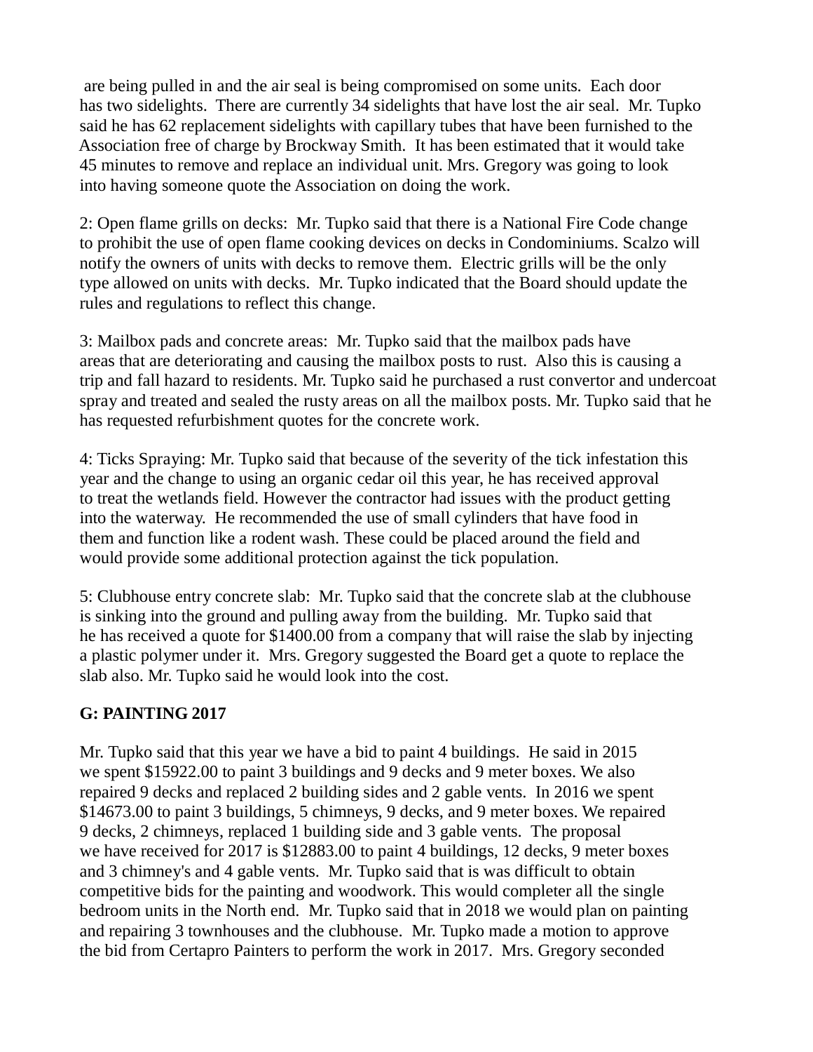are being pulled in and the air seal is being compromised on some units. Each door has two sidelights. There are currently 34 sidelights that have lost the air seal. Mr. Tupko said he has 62 replacement sidelights with capillary tubes that have been furnished to the Association free of charge by Brockway Smith. It has been estimated that it would take 45 minutes to remove and replace an individual unit. Mrs. Gregory was going to look into having someone quote the Association on doing the work.

2: Open flame grills on decks: Mr. Tupko said that there is a National Fire Code change to prohibit the use of open flame cooking devices on decks in Condominiums. Scalzo will notify the owners of units with decks to remove them. Electric grills will be the only type allowed on units with decks. Mr. Tupko indicated that the Board should update the rules and regulations to reflect this change.

3: Mailbox pads and concrete areas: Mr. Tupko said that the mailbox pads have areas that are deteriorating and causing the mailbox posts to rust. Also this is causing a trip and fall hazard to residents. Mr. Tupko said he purchased a rust convertor and undercoat spray and treated and sealed the rusty areas on all the mailbox posts. Mr. Tupko said that he has requested refurbishment quotes for the concrete work.

4: Ticks Spraying: Mr. Tupko said that because of the severity of the tick infestation this year and the change to using an organic cedar oil this year, he has received approval to treat the wetlands field. However the contractor had issues with the product getting into the waterway. He recommended the use of small cylinders that have food in them and function like a rodent wash. These could be placed around the field and would provide some additional protection against the tick population.

5: Clubhouse entry concrete slab: Mr. Tupko said that the concrete slab at the clubhouse is sinking into the ground and pulling away from the building. Mr. Tupko said that he has received a quote for $1400.00 from a company that will raise the slab by injecting a plastic polymer under it. Mrs. Gregory suggested the Board get a quote to replace the slab also. Mr. Tupko said he would look into the cost.

**G: PAINTING 2017**

Mr. Tupko said that this year we have a bid to paint 4 buildings. He said in 2015 we spent $15922.00 to paint 3 buildings and 9 decks and 9 meter boxes. We also repaired 9 decks and replaced 2 building sides and 2 gable vents. In 2016 we spent $14673.00 to paint 3 buildings, 5 chimneys, 9 decks, and 9 meter boxes. We repaired 9 decks, 2 chimneys, replaced 1 building side and 3 gable vents. The proposal we have received for 2017 is $12883.00 to paint 4 buildings, 12 decks, 9 meter boxes and 3 chimney's and 4 gable vents. Mr. Tupko said that is was difficult to obtain competitive bids for the painting and woodwork. This would completer all the single bedroom units in the North end. Mr. Tupko said that in 2018 we would plan on painting and repairing 3 townhouses and the clubhouse. Mr. Tupko made a motion to approve the bid from Certapro Painters to perform the work in 2017. Mrs. Gregory seconded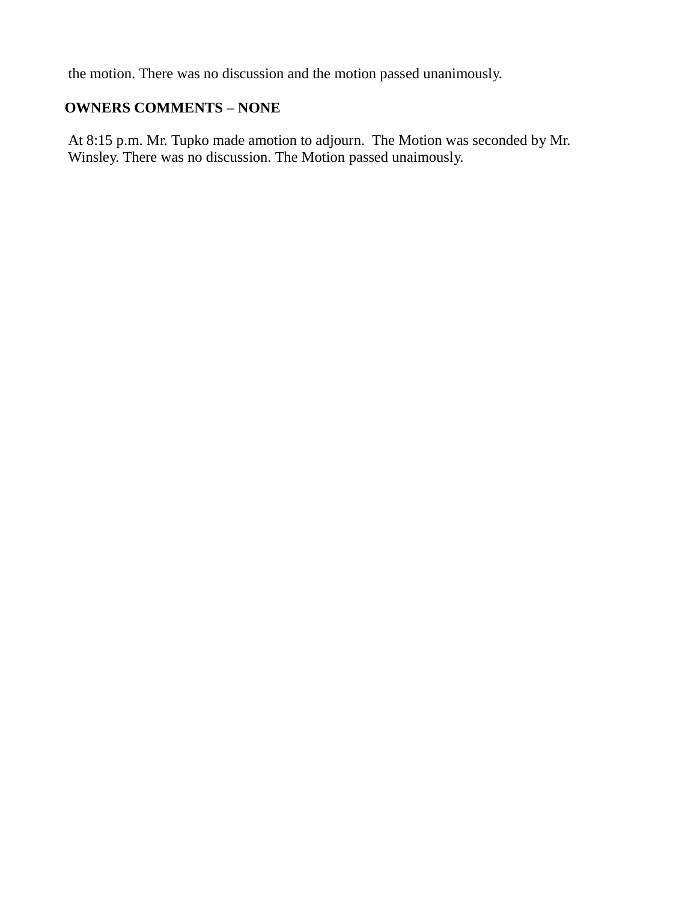the motion. There was no discussion and the motion passed unanimously.

**OWNERS COMMENTS – NONE**

At 8:15 p.m. Mr. Tupko made amotion to adjourn.  The Motion was seconded by Mr. Winsley. There was no discussion. The Motion passed unaimously.